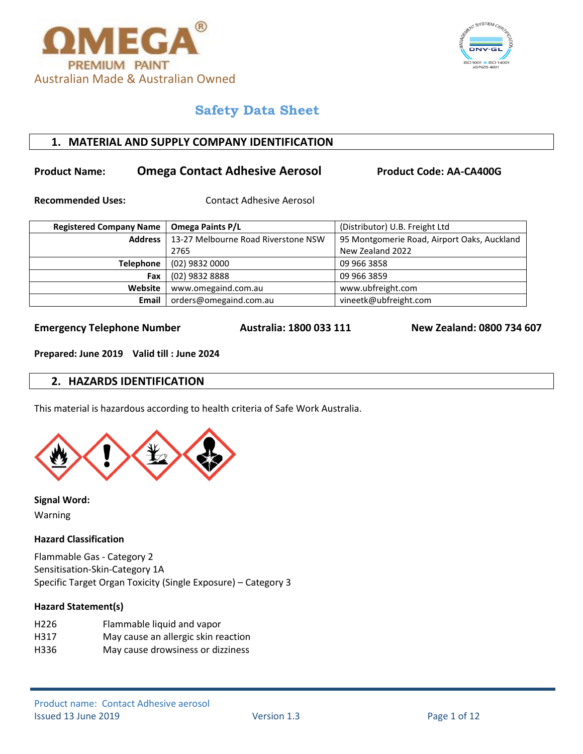OMEGA®
PREMIUM PAINT
Australian Made & Australian Owned

# Safety Data Sheet

## 1. MATERIAL AND SUPPLY COMPANY IDENTIFICATION

**Product Name:** **Omega Contact Adhesive Aerosol** **Product Code: AA-CA400G**

**Recommended Uses:** Contact Adhesive Aerosol

| Registered Company Name | Omega Paints P/L | (Distributor) U.B. Freight Ltd |
|---|---|---|
| Address | 13-27 Melbourne Road Riverstone NSW 2765 | 95 Montgomerie Road, Airport Oaks, Auckland New Zealand 2022 |
| Telephone | (02) 9832 0000 | 09 966 3858 |
| Fax | (02) 9832 8888 | 09 966 3859 |
| Website | www.omegaind.com.au | www.ubfreight.com |
| Email | orders@omegaind.com.au | vineetk@ubfreight.com |

**Emergency Telephone Number** **Australia: 1800 033 111** **New Zealand: 0800 734 607**

**Prepared: June 2019 Valid till : June 2024**

## 2. HAZARDS IDENTIFICATION

This material is hazardous according to health criteria of Safe Work Australia.

**Signal Word:**
Warning

**Hazard Classification**

Flammable Gas - Category 2
Sensitisation-Skin-Category 1A
Specific Target Organ Toxicity (Single Exposure) – Category 3

**Hazard Statement(s)**

| | |
|---|---|
| H226 | Flammable liquid and vapor |
| H317 | May cause an allergic skin reaction |
| H336 | May cause drowsiness or dizziness |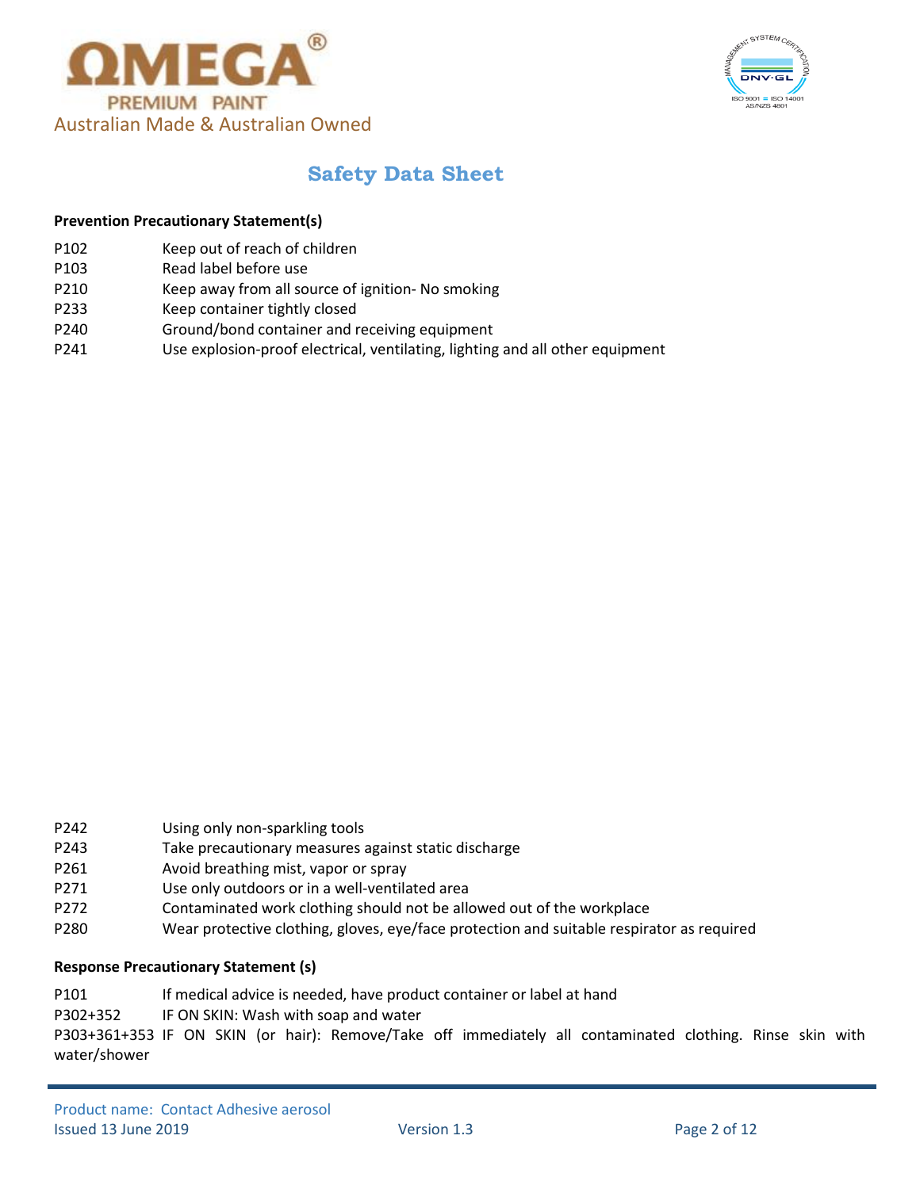#### Prevention Precautionary Statement(s)

| | |
|---|---|
| P102 | Keep out of reach of children |
| P103 | Read label before use |
| P210 | Keep away from all source of ignition- No smoking |
| P233 | Keep container tightly closed |
| P240 | Ground/bond container and receiving equipment |
| P241 | Use explosion-proof electrical, ventilating, lighting and all other equipment |
| P242 | Using only non-sparkling tools |
| P243 | Take precautionary measures against static discharge |
| P261 | Avoid breathing mist, vapor or spray |
| P271 | Use only outdoors or in a well-ventilated area |
| P272 | Contaminated work clothing should not be allowed out of the workplace |
| P280 | Wear protective clothing, gloves, eye/face protection and suitable respirator as required |

#### Response Precautionary Statement (s)

P101 If medical advice is needed, have product container or label at hand

P302+352 IF ON SKIN: Wash with soap and water

P303+361+353 IF ON SKIN (or hair): Remove/Take off immediately all contaminated clothing. Rinse skin with water/shower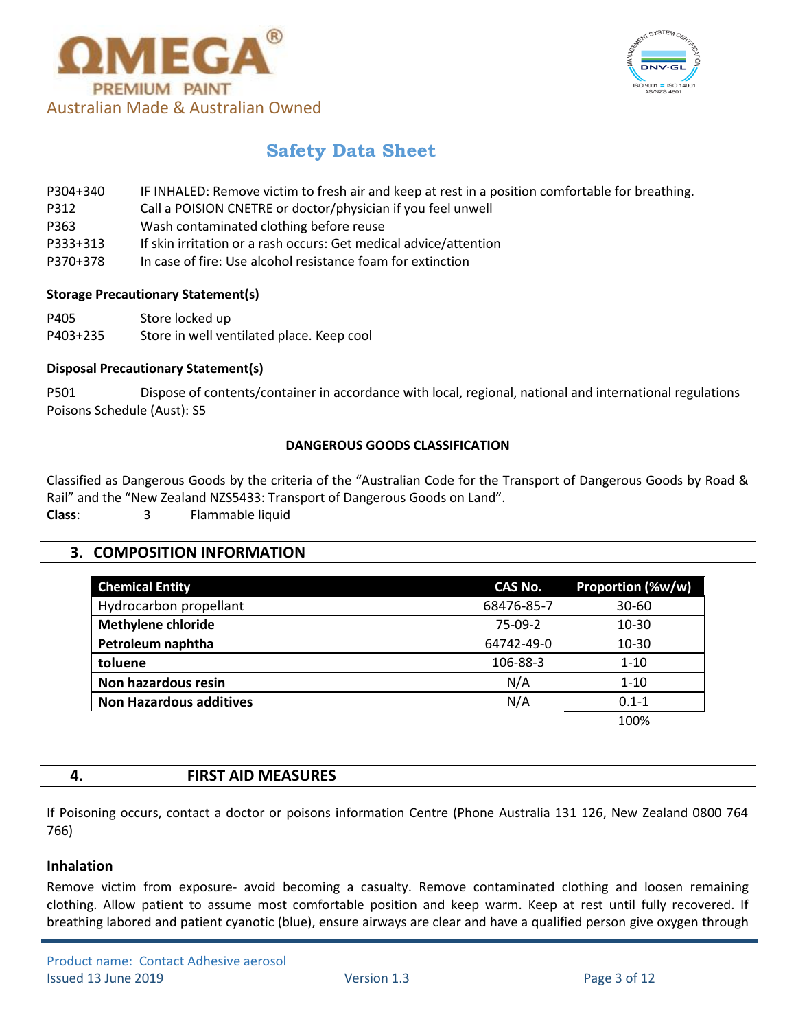| | |
|---|---|
| P304+340 | IF INHALED: Remove victim to fresh air and keep at rest in a position comfortable for breathing. |
| P312 | Call a POISION CNETRE or doctor/physician if you feel unwell |
| P363 | Wash contaminated clothing before reuse |
| P333+313 | If skin irritation or a rash occurs: Get medical advice/attention |
| P370+378 | In case of fire: Use alcohol resistance foam for extinction |

**Storage Precautionary Statement(s)**

| | |
|---|---|
| P405 | Store locked up |
| P403+235 | Store in well ventilated place. Keep cool |

**Disposal Precautionary Statement(s)**

P501 Dispose of contents/container in accordance with local, regional, national and international regulations

Poisons Schedule (Aust): S5

**DANGEROUS GOODS CLASSIFICATION**

Classified as Dangerous Goods by the criteria of the "Australian Code for the Transport of Dangerous Goods by Road & Rail" and the "New Zealand NZS5433: Transport of Dangerous Goods on Land".

**Class**: 3 Flammable liquid

## 3. COMPOSITION INFORMATION

| Chemical Entity | CAS No. | Proportion (%w/w) |
|---|---|---|
| Hydrocarbon propellant | 68476-85-7 | 30-60 |
| **Methylene chloride** | 75-09-2 | 10-30 |
| **Petroleum naphtha** | 64742-49-0 | 10-30 |
| **toluene** | 106-88-3 | 1-10 |
| **Non hazardous resin** | N/A | 1-10 |
| **Non Hazardous additives** | N/A | 0.1-1 |
| | | 100% |

## 4. FIRST AID MEASURES

If Poisoning occurs, contact a doctor or poisons information Centre (Phone Australia 131 126, New Zealand 0800 764 766)

### Inhalation

Remove victim from exposure- avoid becoming a casualty. Remove contaminated clothing and loosen remaining clothing. Allow patient to assume most comfortable position and keep warm. Keep at rest until fully recovered. If breathing labored and patient cyanotic (blue), ensure airways are clear and have a qualified person give oxygen through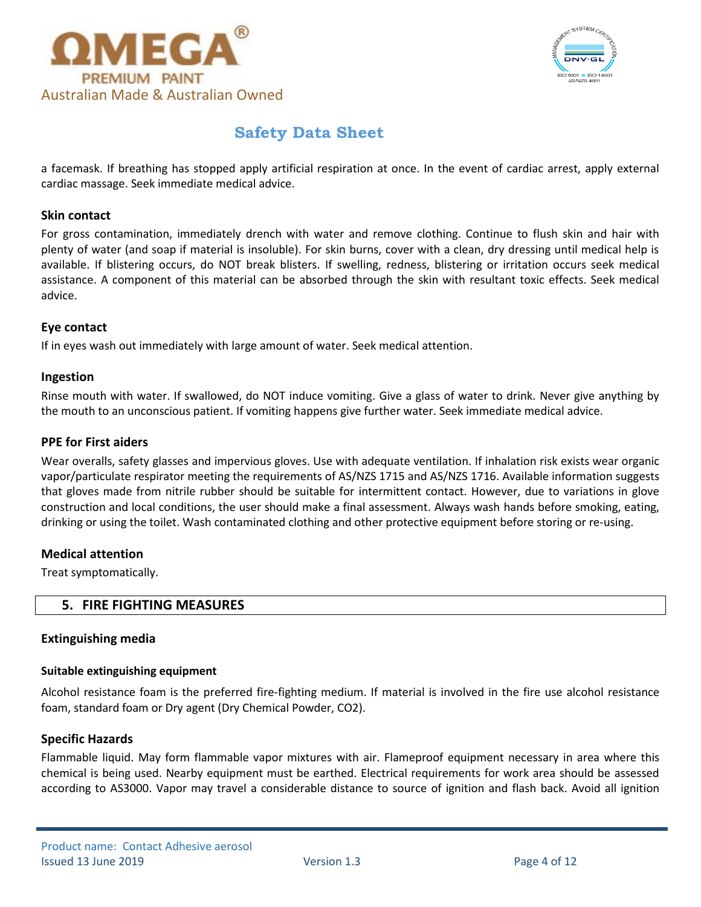a facemask. If breathing has stopped apply artificial respiration at once. In the event of cardiac arrest, apply external cardiac massage. Seek immediate medical advice.

### Skin contact

For gross contamination, immediately drench with water and remove clothing. Continue to flush skin and hair with plenty of water (and soap if material is insoluble). For skin burns, cover with a clean, dry dressing until medical help is available. If blistering occurs, do NOT break blisters. If swelling, redness, blistering or irritation occurs seek medical assistance. A component of this material can be absorbed through the skin with resultant toxic effects. Seek medical advice.

### Eye contact

If in eyes wash out immediately with large amount of water. Seek medical attention.

### Ingestion

Rinse mouth with water. If swallowed, do NOT induce vomiting. Give a glass of water to drink. Never give anything by the mouth to an unconscious patient. If vomiting happens give further water. Seek immediate medical advice.

### PPE for First aiders

Wear overalls, safety glasses and impervious gloves. Use with adequate ventilation. If inhalation risk exists wear organic vapor/particulate respirator meeting the requirements of AS/NZS 1715 and AS/NZS 1716. Available information suggests that gloves made from nitrile rubber should be suitable for intermittent contact. However, due to variations in glove construction and local conditions, the user should make a final assessment. Always wash hands before smoking, eating, drinking or using the toilet. Wash contaminated clothing and other protective equipment before storing or re-using.

### Medical attention

Treat symptomatically.

## 5. FIRE FIGHTING MEASURES

### Extinguishing media

#### Suitable extinguishing equipment

Alcohol resistance foam is the preferred fire-fighting medium. If material is involved in the fire use alcohol resistance foam, standard foam or Dry agent (Dry Chemical Powder, $CO_2$).

### Specific Hazards

Flammable liquid. May form flammable vapor mixtures with air. Flameproof equipment necessary in area where this chemical is being used. Nearby equipment must be earthed. Electrical requirements for work area should be assessed according to AS3000. Vapor may travel a considerable distance to source of ignition and flash back. Avoid all ignition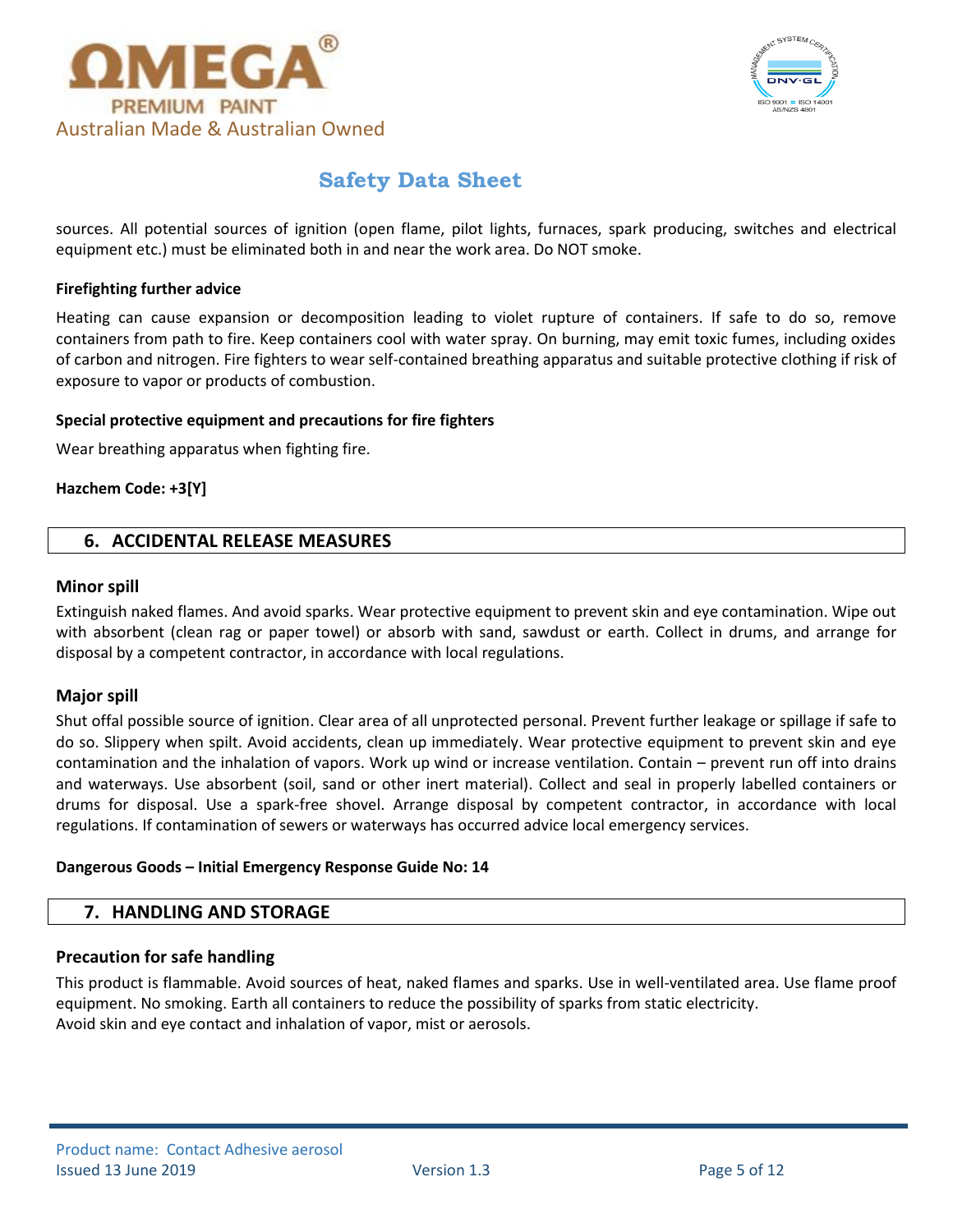sources. All potential sources of ignition (open flame, pilot lights, furnaces, spark producing, switches and electrical equipment etc.) must be eliminated both in and near the work area. Do NOT smoke.

**Firefighting further advice**

Heating can cause expansion or decomposition leading to violet rupture of containers. If safe to do so, remove containers from path to fire. Keep containers cool with water spray. On burning, may emit toxic fumes, including oxides of carbon and nitrogen. Fire fighters to wear self-contained breathing apparatus and suitable protective clothing if risk of exposure to vapor or products of combustion.

**Special protective equipment and precautions for fire fighters**

Wear breathing apparatus when fighting fire.

**Hazchem Code: +3[Y]**

## 6. ACCIDENTAL RELEASE MEASURES

### Minor spill

Extinguish naked flames. And avoid sparks. Wear protective equipment to prevent skin and eye contamination. Wipe out with absorbent (clean rag or paper towel) or absorb with sand, sawdust or earth. Collect in drums, and arrange for disposal by a competent contractor, in accordance with local regulations.

### Major spill

Shut offal possible source of ignition. Clear area of all unprotected personal. Prevent further leakage or spillage if safe to do so. Slippery when spilt. Avoid accidents, clean up immediately. Wear protective equipment to prevent skin and eye contamination and the inhalation of vapors. Work up wind or increase ventilation. Contain – prevent run off into drains and waterways. Use absorbent (soil, sand or other inert material). Collect and seal in properly labelled containers or drums for disposal. Use a spark-free shovel. Arrange disposal by competent contractor, in accordance with local regulations. If contamination of sewers or waterways has occurred advice local emergency services.

**Dangerous Goods – Initial Emergency Response Guide No: 14**

## 7. HANDLING AND STORAGE

### Precaution for safe handling

This product is flammable. Avoid sources of heat, naked flames and sparks. Use in well-ventilated area. Use flame proof equipment. No smoking. Earth all containers to reduce the possibility of sparks from static electricity.
Avoid skin and eye contact and inhalation of vapor, mist or aerosols.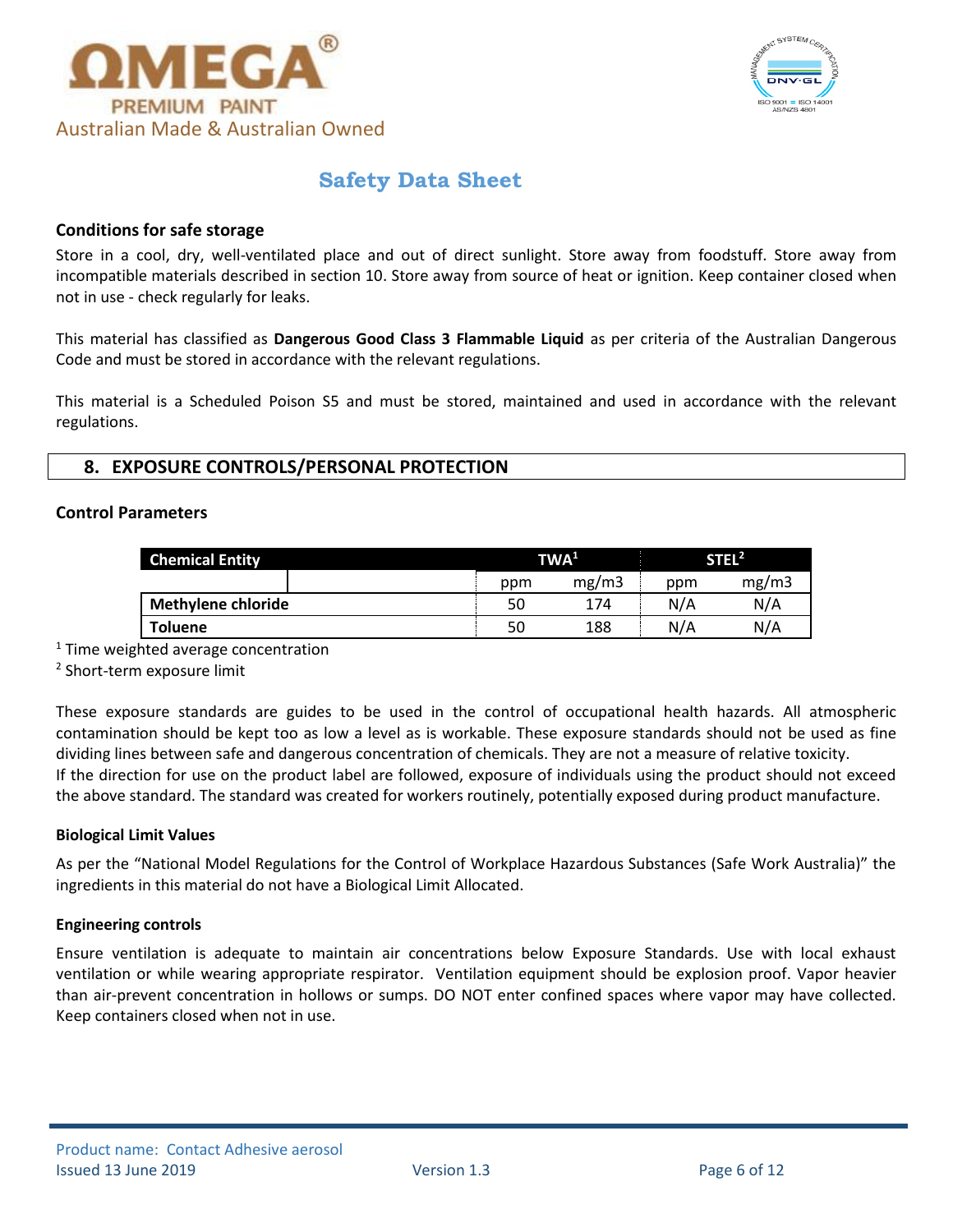### Conditions for safe storage

Store in a cool, dry, well-ventilated place and out of direct sunlight. Store away from foodstuff. Store away from incompatible materials described in section 10. Store away from source of heat or ignition. Keep container closed when not in use - check regularly for leaks.

This material has classified as **Dangerous Good Class 3 Flammable Liquid** as per criteria of the Australian Dangerous Code and must be stored in accordance with the relevant regulations.

This material is a Scheduled Poison S5 and must be stored, maintained and used in accordance with the relevant regulations.

## 8. EXPOSURE CONTROLS/PERSONAL PROTECTION

### Control Parameters

| Chemical Entity | TWA[1] | | STEL[2] | |
|---|---|---|---|---|
| | ppm | mg/m3 | ppm | mg/m3 |
| **Methylene chloride** | 50 | 174 | N/A | N/A |
| **Toluene** | 50 | 188 | N/A | N/A |

[1] Time weighted average concentration

[2] Short-term exposure limit

These exposure standards are guides to be used in the control of occupational health hazards. All atmospheric contamination should be kept too as low a level as is workable. These exposure standards should not be used as fine dividing lines between safe and dangerous concentration of chemicals. They are not a measure of relative toxicity.
If the direction for use on the product label are followed, exposure of individuals using the product should not exceed the above standard. The standard was created for workers routinely, potentially exposed during product manufacture.

#### Biological Limit Values

As per the "National Model Regulations for the Control of Workplace Hazardous Substances (Safe Work Australia)" the ingredients in this material do not have a Biological Limit Allocated.

#### Engineering controls

Ensure ventilation is adequate to maintain air concentrations below Exposure Standards. Use with local exhaust ventilation or while wearing appropriate respirator. Ventilation equipment should be explosion proof. Vapor heavier than air-prevent concentration in hollows or sumps. DO NOT enter confined spaces where vapor may have collected. Keep containers closed when not in use.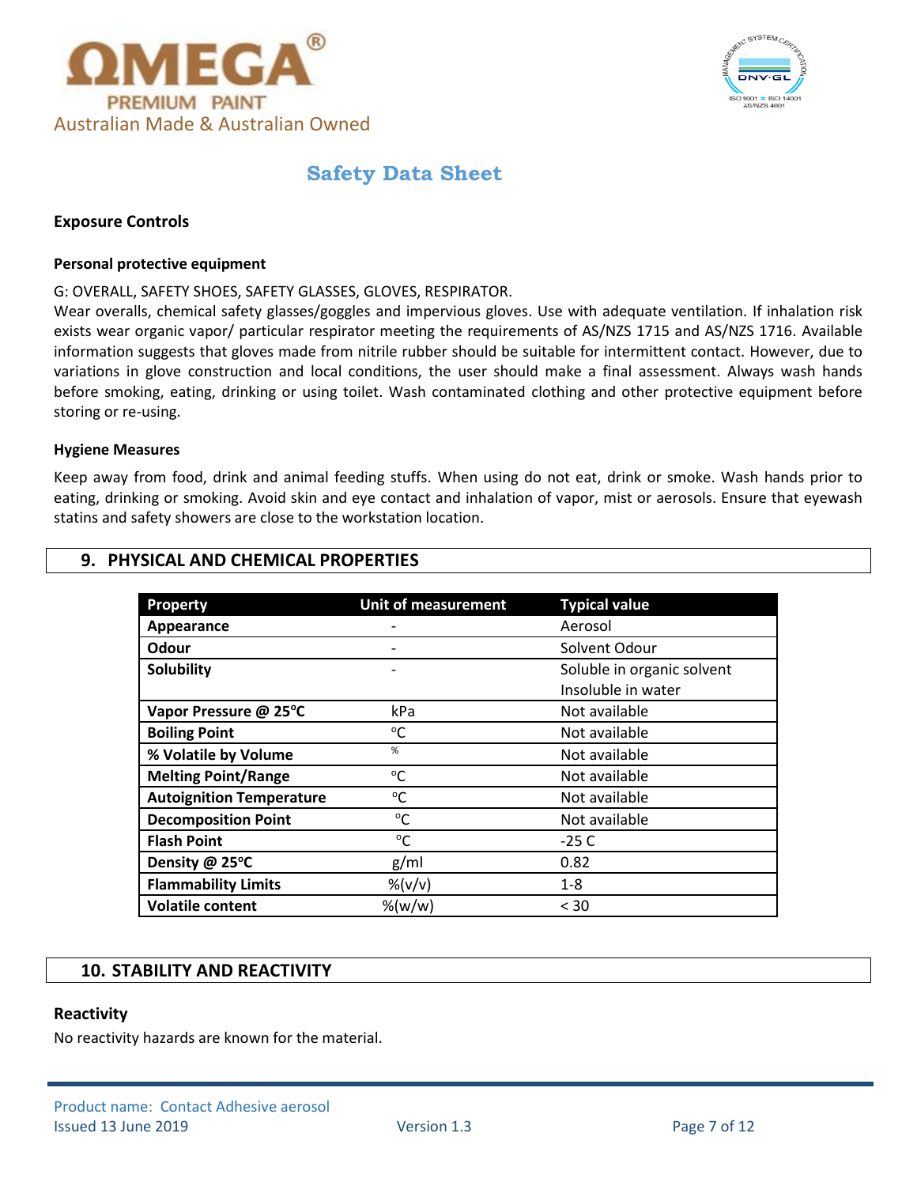### Exposure Controls

#### Personal protective equipment

G: OVERALL, SAFETY SHOES, SAFETY GLASSES, GLOVES, RESPIRATOR.

Wear overalls, chemical safety glasses/goggles and impervious gloves. Use with adequate ventilation. If inhalation risk exists wear organic vapor/ particular respirator meeting the requirements of AS/NZS 1715 and AS/NZS 1716. Available information suggests that gloves made from nitrile rubber should be suitable for intermittent contact. However, due to variations in glove construction and local conditions, the user should make a final assessment. Always wash hands before smoking, eating, drinking or using toilet. Wash contaminated clothing and other protective equipment before storing or re-using.

#### Hygiene Measures

Keep away from food, drink and animal feeding stuffs. When using do not eat, drink or smoke. Wash hands prior to eating, drinking or smoking. Avoid skin and eye contact and inhalation of vapor, mist or aerosols. Ensure that eyewash statins and safety showers are close to the workstation location.

## 9. PHYSICAL AND CHEMICAL PROPERTIES

| Property | Unit of measurement | Typical value |
|---|---|---|
| **Appearance** | - | Aerosol |
| **Odour** | - | Solvent Odour |
| **Solubility** | - | Soluble in organic solvent<br>Insoluble in water |
| **Vapor Pressure @ 25°C** | kPa | Not available |
| **Boiling Point** | °C | Not available |
| **% Volatile by Volume** | % | Not available |
| **Melting Point/Range** | °C | Not available |
| **Autoignition Temperature** | °C | Not available |
| **Decomposition Point** | °C | Not available |
| **Flash Point** | °C | -25 C |
| **Density @ 25°C** | g/ml | 0.82 |
| **Flammability Limits** | %(v/v) | 1-8 |
| **Volatile content** | %(w/w) | < 30 |

## 10. STABILITY AND REACTIVITY

#### Reactivity

No reactivity hazards are known for the material.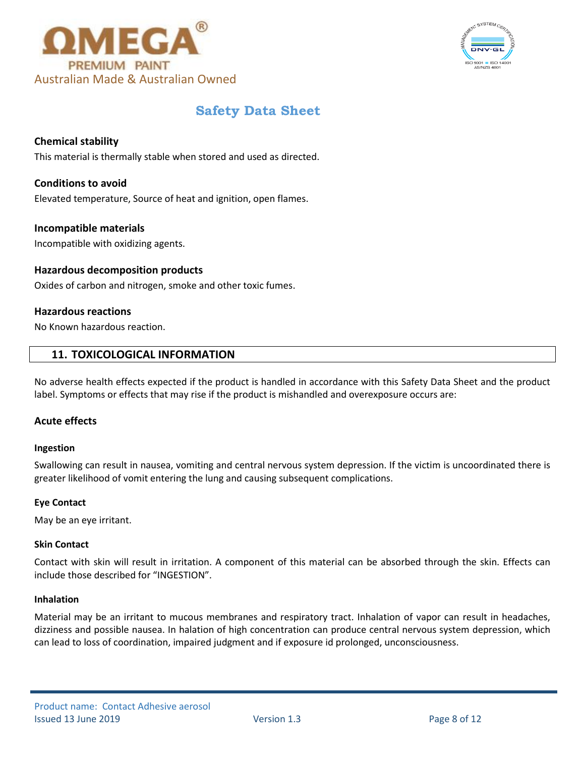### Chemical stability

This material is thermally stable when stored and used as directed.

### Conditions to avoid

Elevated temperature, Source of heat and ignition, open flames.

### Incompatible materials

Incompatible with oxidizing agents.

### Hazardous decomposition products

Oxides of carbon and nitrogen, smoke and other toxic fumes.

### Hazardous reactions

No Known hazardous reaction.

## 11. TOXICOLOGICAL INFORMATION

No adverse health effects expected if the product is handled in accordance with this Safety Data Sheet and the product label. Symptoms or effects that may rise if the product is mishandled and overexposure occurs are:

### Acute effects

#### Ingestion

Swallowing can result in nausea, vomiting and central nervous system depression. If the victim is uncoordinated there is greater likelihood of vomit entering the lung and causing subsequent complications.

#### Eye Contact

May be an eye irritant.

#### Skin Contact

Contact with skin will result in irritation. A component of this material can be absorbed through the skin. Effects can include those described for "INGESTION".

#### Inhalation

Material may be an irritant to mucous membranes and respiratory tract. Inhalation of vapor can result in headaches, dizziness and possible nausea. In halation of high concentration can produce central nervous system depression, which can lead to loss of coordination, impaired judgment and if exposure id prolonged, unconsciousness.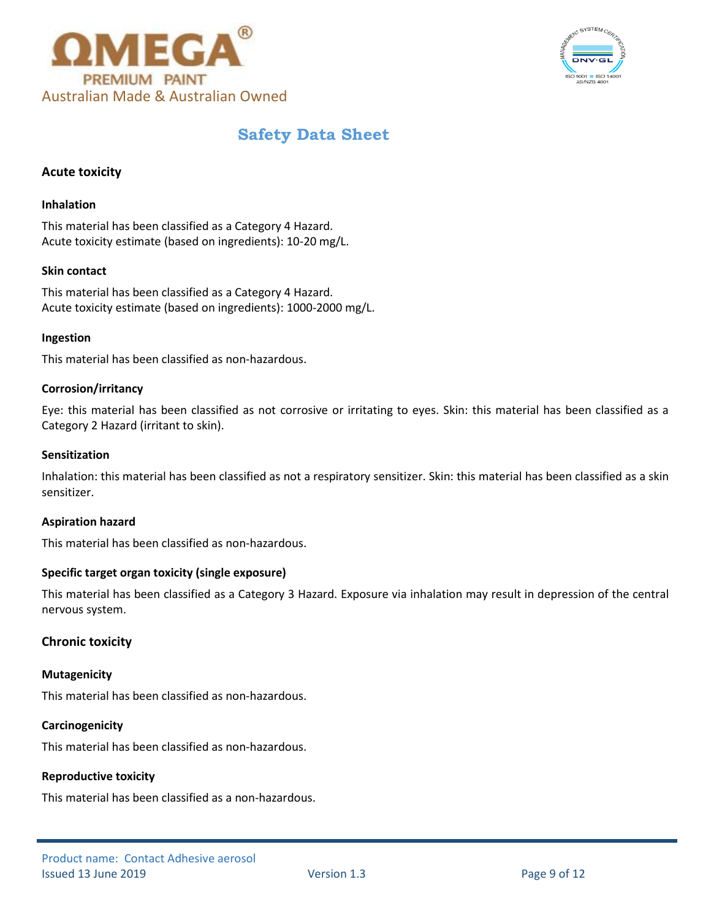## Acute toxicity

### Inhalation

This material has been classified as a Category 4 Hazard.
Acute toxicity estimate (based on ingredients): 10-20 mg/L.

### Skin contact

This material has been classified as a Category 4 Hazard.
Acute toxicity estimate (based on ingredients): 1000-2000 mg/L.

### Ingestion

This material has been classified as non-hazardous.

### Corrosion/irritancy

Eye: this material has been classified as not corrosive or irritating to eyes. Skin: this material has been classified as a Category 2 Hazard (irritant to skin).

### Sensitization

Inhalation: this material has been classified as not a respiratory sensitizer. Skin: this material has been classified as a skin sensitizer.

### Aspiration hazard

This material has been classified as non-hazardous.

### Specific target organ toxicity (single exposure)

This material has been classified as a Category 3 Hazard. Exposure via inhalation may result in depression of the central nervous system.

## Chronic toxicity

### Mutagenicity

This material has been classified as non-hazardous.

### Carcinogenicity

This material has been classified as non-hazardous.

### Reproductive toxicity

This material has been classified as a non-hazardous.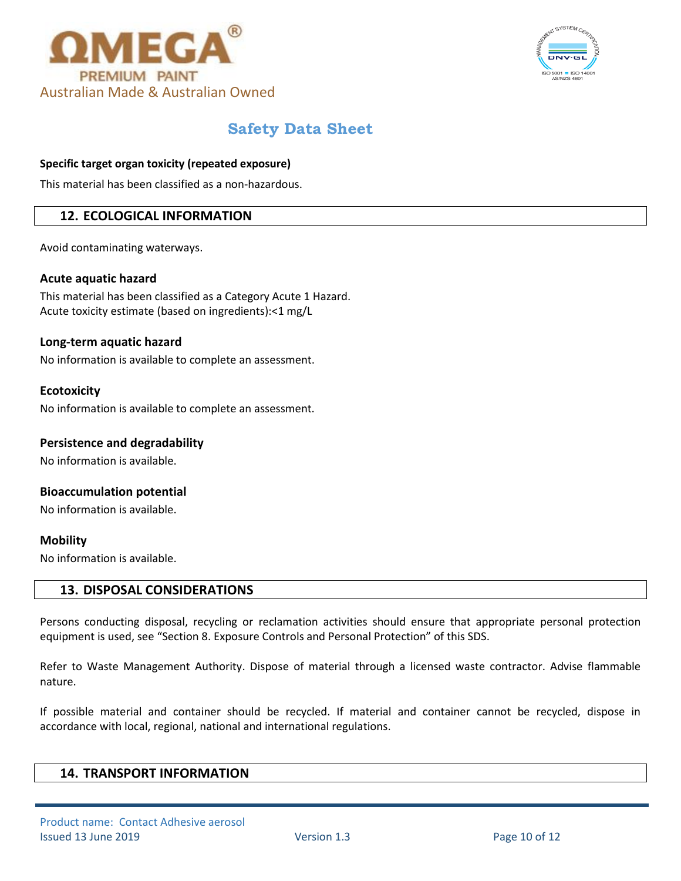**Specific target organ toxicity (repeated exposure)**

This material has been classified as a non-hazardous.

## 12. ECOLOGICAL INFORMATION

Avoid contaminating waterways.

**Acute aquatic hazard**

This material has been classified as a Category Acute 1 Hazard.
Acute toxicity estimate (based on ingredients):<1 mg/L

**Long-term aquatic hazard**

No information is available to complete an assessment.

**Ecotoxicity**

No information is available to complete an assessment.

**Persistence and degradability**

No information is available.

**Bioaccumulation potential**

No information is available.

**Mobility**

No information is available.

## 13. DISPOSAL CONSIDERATIONS

Persons conducting disposal, recycling or reclamation activities should ensure that appropriate personal protection equipment is used, see "Section 8. Exposure Controls and Personal Protection" of this SDS.

Refer to Waste Management Authority. Dispose of material through a licensed waste contractor. Advise flammable nature.

If possible material and container should be recycled. If material and container cannot be recycled, dispose in accordance with local, regional, national and international regulations.

## 14. TRANSPORT INFORMATION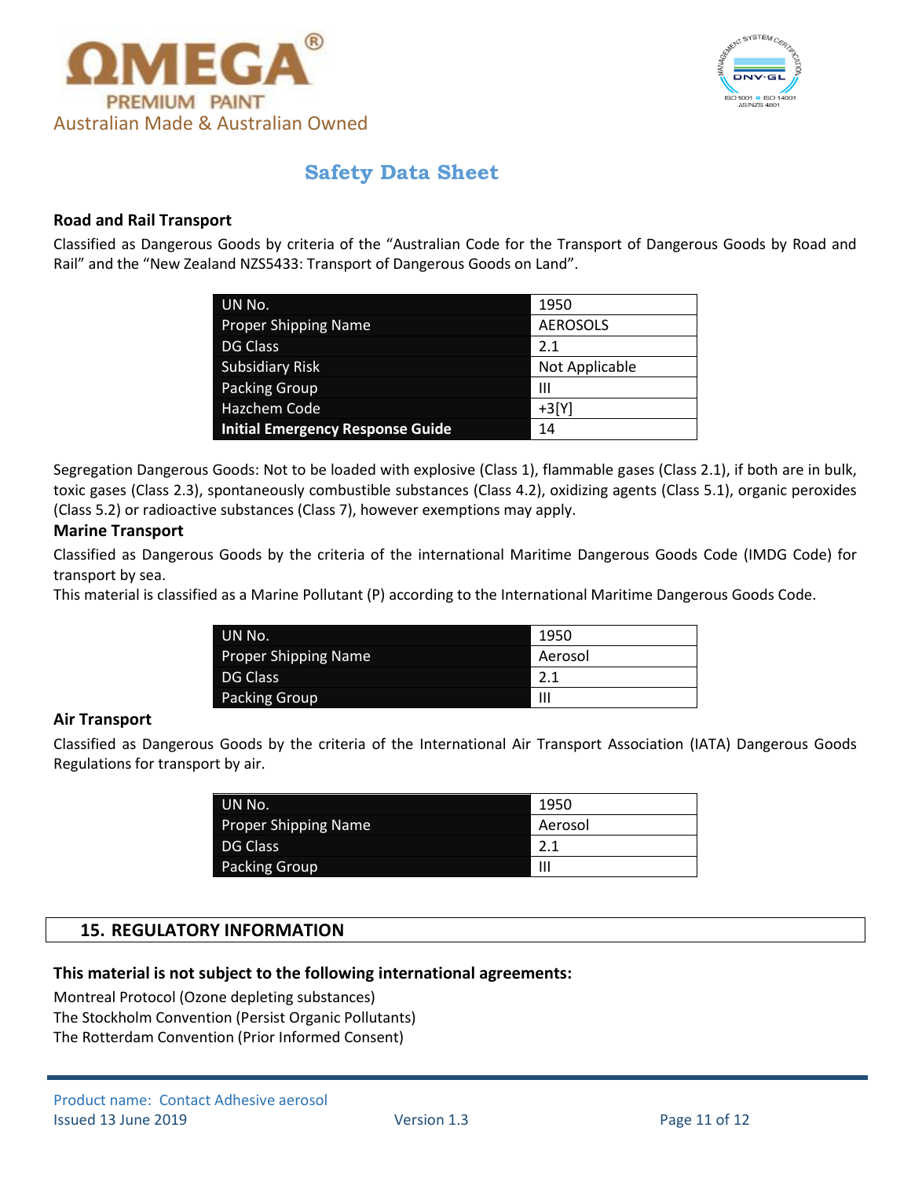### Road and Rail Transport

Classified as Dangerous Goods by criteria of the "Australian Code for the Transport of Dangerous Goods by Road and Rail" and the "New Zealand NZS5433: Transport of Dangerous Goods on Land".

| UN No. | 1950 |
|---|---|
| Proper Shipping Name | AEROSOLS |
| DG Class | 2.1 |
| Subsidiary Risk | Not Applicable |
| Packing Group | III |
| Hazchem Code | +3[Y] |
| **Initial Emergency Response Guide** | 14 |

Segregation Dangerous Goods: Not to be loaded with explosive (Class 1), flammable gases (Class 2.1), if both are in bulk, toxic gases (Class 2.3), spontaneously combustible substances (Class 4.2), oxidizing agents (Class 5.1), organic peroxides (Class 5.2) or radioactive substances (Class 7), however exemptions may apply.

### Marine Transport

Classified as Dangerous Goods by the criteria of the international Maritime Dangerous Goods Code (IMDG Code) for transport by sea.

This material is classified as a Marine Pollutant (P) according to the International Maritime Dangerous Goods Code.

| UN No. | 1950 |
|---|---|
| Proper Shipping Name | Aerosol |
| DG Class | 2.1 |
| Packing Group | III |

### Air Transport

Classified as Dangerous Goods by the criteria of the International Air Transport Association (IATA) Dangerous Goods Regulations for transport by air.

| UN No. | 1950 |
|---|---|
| Proper Shipping Name | Aerosol |
| DG Class | 2.1 |
| Packing Group | III |

## 15. REGULATORY INFORMATION

**This material is not subject to the following international agreements:**

Montreal Protocol (Ozone depleting substances)
The Stockholm Convention (Persist Organic Pollutants)
The Rotterdam Convention (Prior Informed Consent)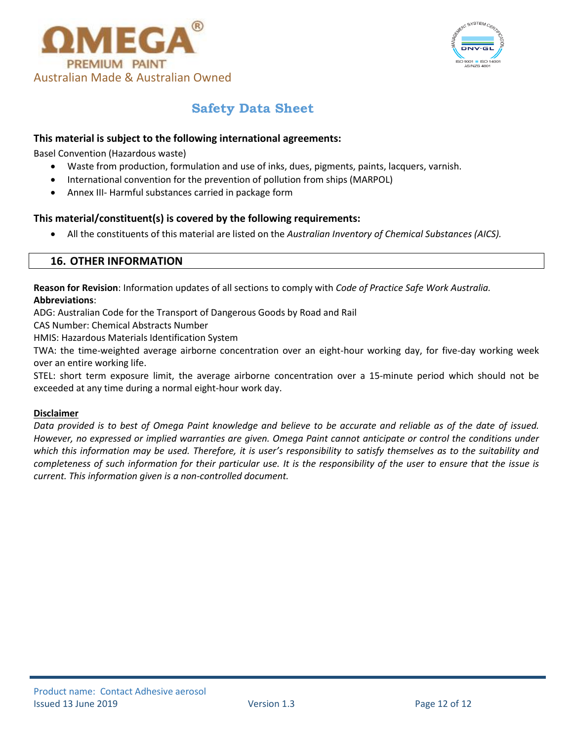**This material is subject to the following international agreements:**

Basel Convention (Hazardous waste)

- Waste from production, formulation and use of inks, dues, pigments, paints, lacquers, varnish.
- International convention for the prevention of pollution from ships (MARPOL)
- Annex III- Harmful substances carried in package form

**This material/constituent(s) is covered by the following requirements:**

- All the constituents of this material are listed on the *Australian Inventory of Chemical Substances (AICS).*

## 16. OTHER INFORMATION

**Reason for Revision**: Information updates of all sections to comply with *Code of Practice Safe Work Australia.*

**Abbreviations**:

ADG: Australian Code for the Transport of Dangerous Goods by Road and Rail

CAS Number: Chemical Abstracts Number

HMIS: Hazardous Materials Identification System

TWA: the time-weighted average airborne concentration over an eight-hour working day, for five-day working week over an entire working life.

STEL: short term exposure limit, the average airborne concentration over a 15-minute period which should not be exceeded at any time during a normal eight-hour work day.

**Disclaimer**

*Data provided is to best of Omega Paint knowledge and believe to be accurate and reliable as of the date of issued. However, no expressed or implied warranties are given. Omega Paint cannot anticipate or control the conditions under which this information may be used. Therefore, it is user's responsibility to satisfy themselves as to the suitability and completeness of such information for their particular use. It is the responsibility of the user to ensure that the issue is current. This information given is a non-controlled document.*